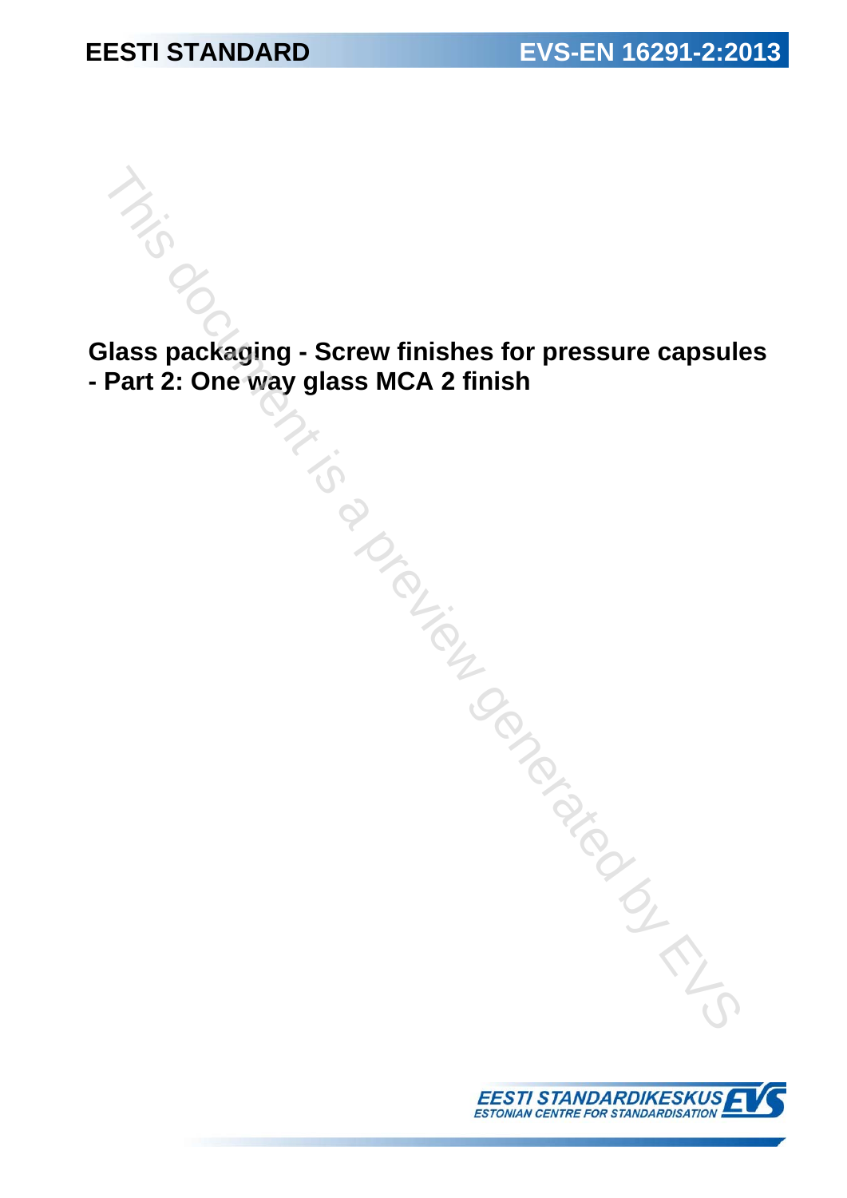EESTI STANDARD

EVS-EN 16291-2:2013

# Glass packaging - Screw finishes for pressure capsules - Part 2: One way glass MCA 2 finish

EESTI STANDARDIKESKUS
ESTONIAN CENTRE FOR STANDARDISATION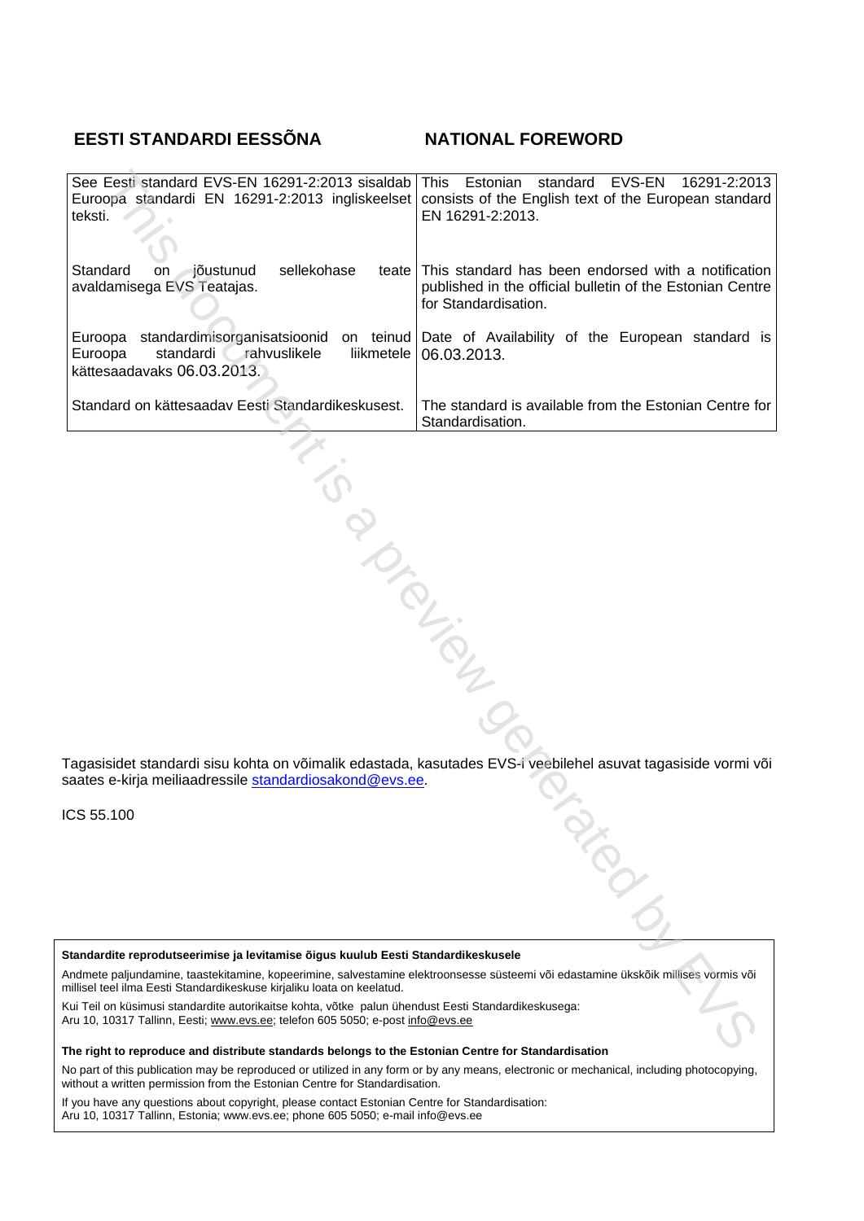## EESTI STANDARDI EESSÕNA

## NATIONAL FOREWORD

| See Eesti standard EVS-EN 16291-2:2013 sisaldab Euroopa standardi EN 16291-2:2013 ingliskeelset teksti. | This Estonian standard EVS-EN 16291-2:2013 consists of the English text of the European standard EN 16291-2:2013. |
|---|---|
| Standard on jõustunud sellekohase teate avaldamisega EVS Teatajas. | This standard has been endorsed with a notification published in the official bulletin of the Estonian Centre for Standardisation. |
| Euroopa standardimisorganisatsioonid on teinud Euroopa standardi rahvuslikele liikmetele kättesaadavaks 06.03.2013. | Date of Availability of the European standard is 06.03.2013. |
| Standard on kättesaadav Eesti Standardikeskusest. | The standard is available from the Estonian Centre for Standardisation. |

Tagasisidet standardi sisu kohta on võimalik edastada, kasutades EVS-i veebilehel asuvat tagasiside vormi või saates e-kirja meiliaadressile standardiosakond@evs.ee.

ICS 55.100

**Standardite reprodutseerimise ja levitamise õigus kuulub Eesti Standardikeskusele**

Andmete paljundamine, taastekitamine, kopeerimine, salvestamine elektroonsesse süsteemi või edastamine ükskõik millises vormis või millisel teel ilma Eesti Standardikeskuse kirjaliku loata on keelatud.

Kui Teil on küsimusi standardite autorikaitse kohta, võtke palun ühendust Eesti Standardikeskusega:
Aru 10, 10317 Tallinn, Eesti; www.evs.ee; telefon 605 5050; e-post info@evs.ee

**The right to reproduce and distribute standards belongs to the Estonian Centre for Standardisation**

No part of this publication may be reproduced or utilized in any form or by any means, electronic or mechanical, including photocopying, without a written permission from the Estonian Centre for Standardisation.

If you have any questions about copyright, please contact Estonian Centre for Standardisation:
Aru 10, 10317 Tallinn, Estonia; www.evs.ee; phone 605 5050; e-mail info@evs.ee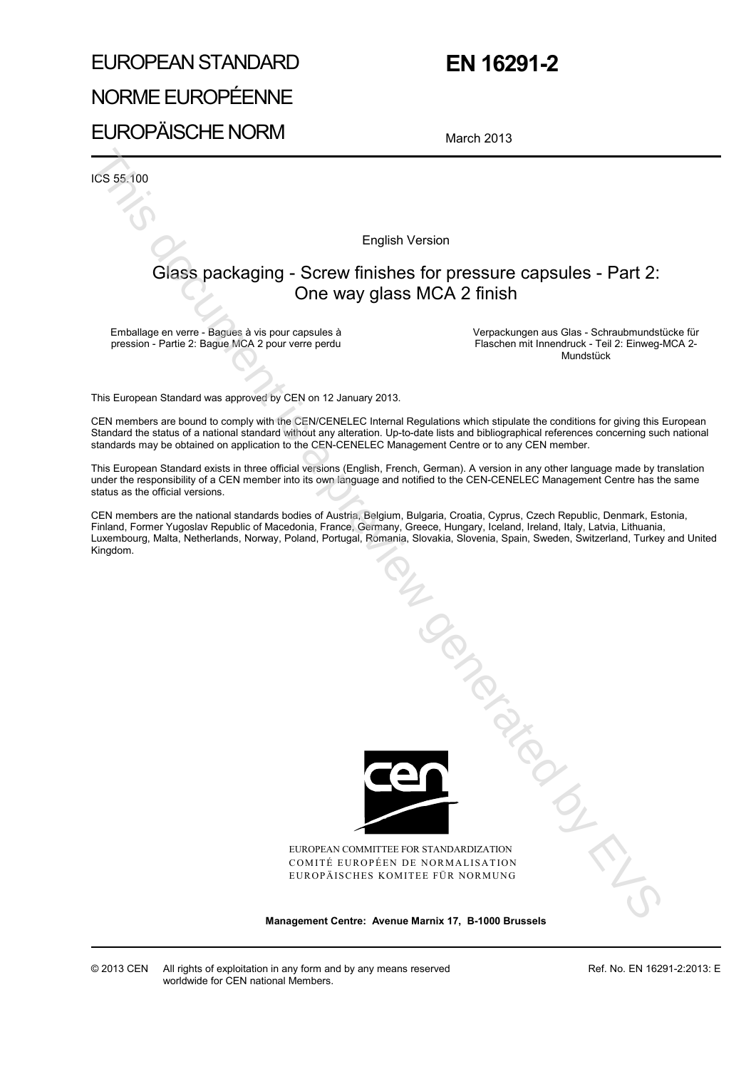EUROPEAN STANDARD

NORME EUROPÉENNE

EUROPÄISCHE NORM

# EN 16291-2

March 2013

ICS 55.100

English Version

## Glass packaging - Screw finishes for pressure capsules - Part 2: One way glass MCA 2 finish

Emballage en verre - Bagues à vis pour capsules à pression - Partie 2: Bague MCA 2 pour verre perdu

Verpackungen aus Glas - Schraubmundstücke für Flaschen mit Innendruck - Teil 2: Einweg-MCA 2-Mundstück

This European Standard was approved by CEN on 12 January 2013.

CEN members are bound to comply with the CEN/CENELEC Internal Regulations which stipulate the conditions for giving this European Standard the status of a national standard without any alteration. Up-to-date lists and bibliographical references concerning such national standards may be obtained on application to the CEN-CENELEC Management Centre or to any CEN member.

This European Standard exists in three official versions (English, French, German). A version in any other language made by translation under the responsibility of a CEN member into its own language and notified to the CEN-CENELEC Management Centre has the same status as the official versions.

CEN members are the national standards bodies of Austria, Belgium, Bulgaria, Croatia, Cyprus, Czech Republic, Denmark, Estonia, Finland, Former Yugoslav Republic of Macedonia, France, Germany, Greece, Hungary, Iceland, Ireland, Italy, Latvia, Lithuania, Luxembourg, Malta, Netherlands, Norway, Poland, Portugal, Romania, Slovakia, Slovenia, Spain, Sweden, Switzerland, Turkey and United Kingdom.

EUROPEAN COMMITTEE FOR STANDARDIZATION
COMITÉ EUROPÉEN DE NORMALISATION
EUROPÄISCHES KOMITEE FÜR NORMUNG

**Management Centre: Avenue Marnix 17, B-1000 Brussels**

© 2013 CEN All rights of exploitation in any form and by any means reserved worldwide for CEN national Members.

Ref. No. EN 16291-2:2013: E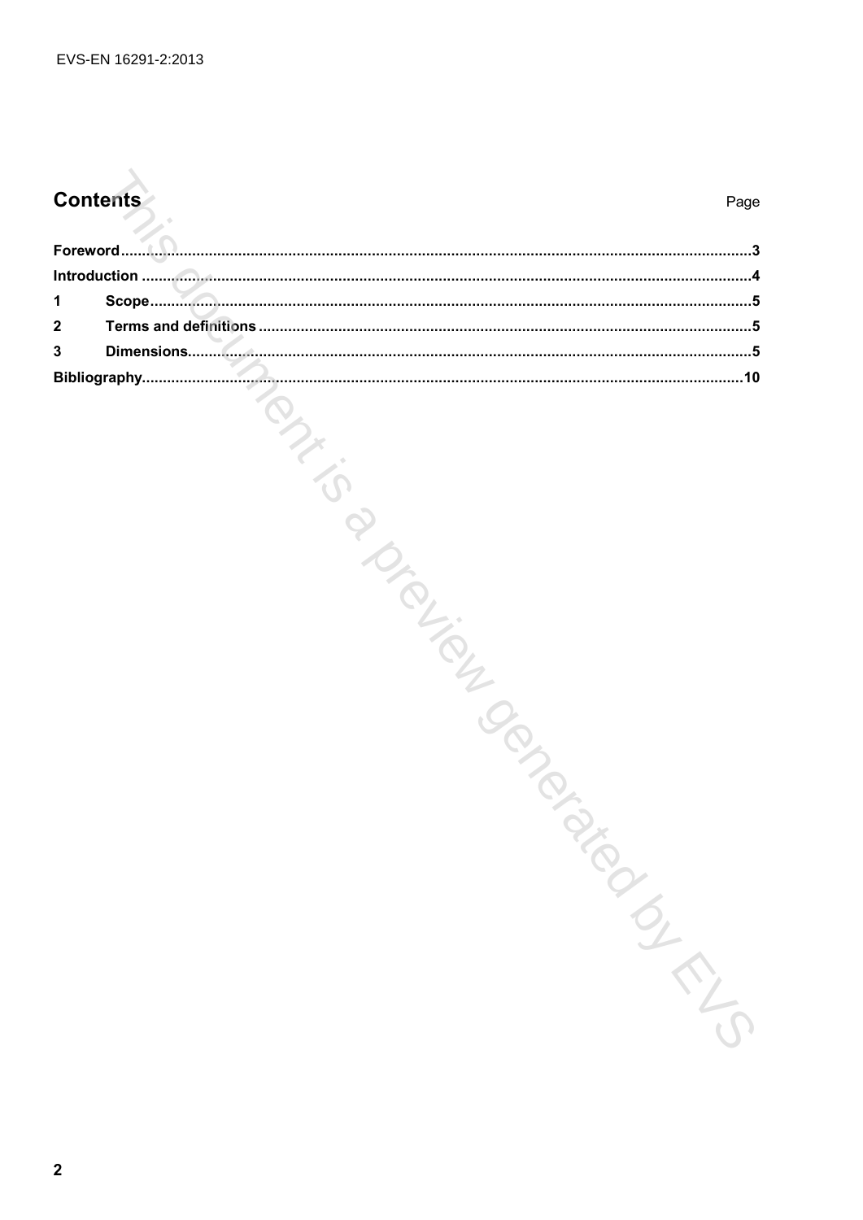# Contents

| | Page |
|---|---|
| **Foreword** | 3 |
| **Introduction** | 4 |
| **1 Scope** | 5 |
| **2 Terms and definitions** | 5 |
| **3 Dimensions** | 5 |
| **Bibliography** | 10 |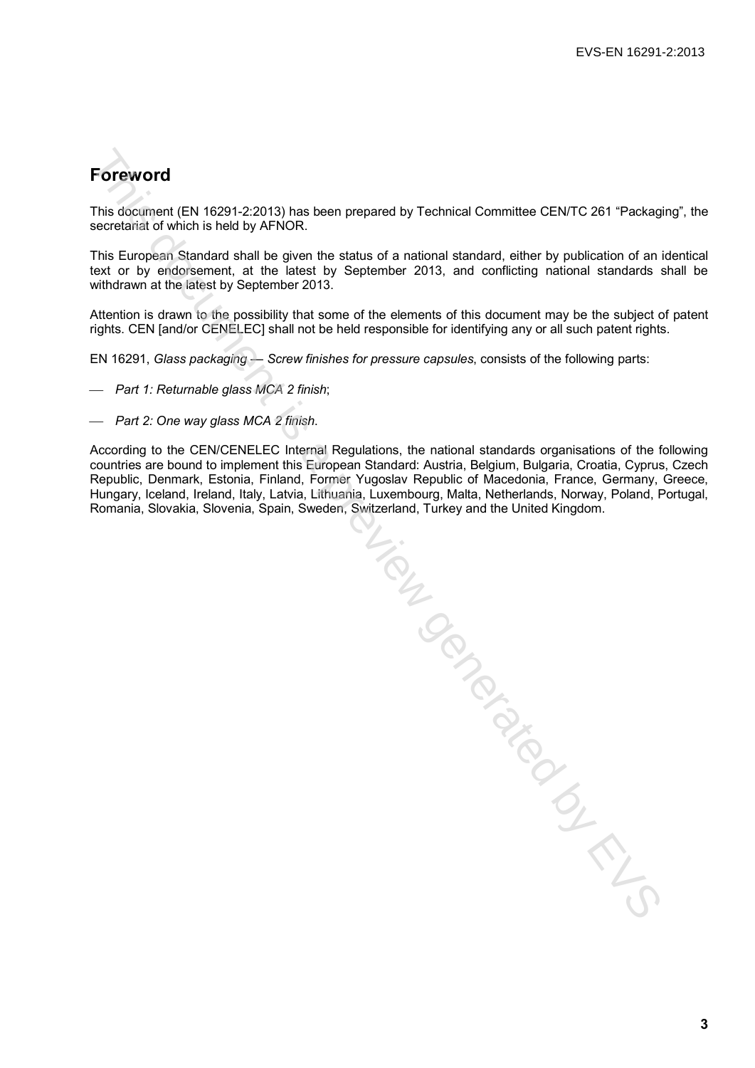# Foreword

This document (EN 16291-2:2013) has been prepared by Technical Committee CEN/TC 261 “Packaging”, the secretariat of which is held by AFNOR.

This European Standard shall be given the status of a national standard, either by publication of an identical text or by endorsement, at the latest by September 2013, and conflicting national standards shall be withdrawn at the latest by September 2013.

Attention is drawn to the possibility that some of the elements of this document may be the subject of patent rights. CEN [and/or CENELEC] shall not be held responsible for identifying any or all such patent rights.

EN 16291, *Glass packaging — Screw finishes for pressure capsules*, consists of the following parts:

- *Part 1: Returnable glass MCA 2 finish*;
- *Part 2: One way glass MCA 2 finish*.

According to the CEN/CENELEC Internal Regulations, the national standards organisations of the following countries are bound to implement this European Standard: Austria, Belgium, Bulgaria, Croatia, Cyprus, Czech Republic, Denmark, Estonia, Finland, Former Yugoslav Republic of Macedonia, France, Germany, Greece, Hungary, Iceland, Ireland, Italy, Latvia, Lithuania, Luxembourg, Malta, Netherlands, Norway, Poland, Portugal, Romania, Slovakia, Slovenia, Spain, Sweden, Switzerland, Turkey and the United Kingdom.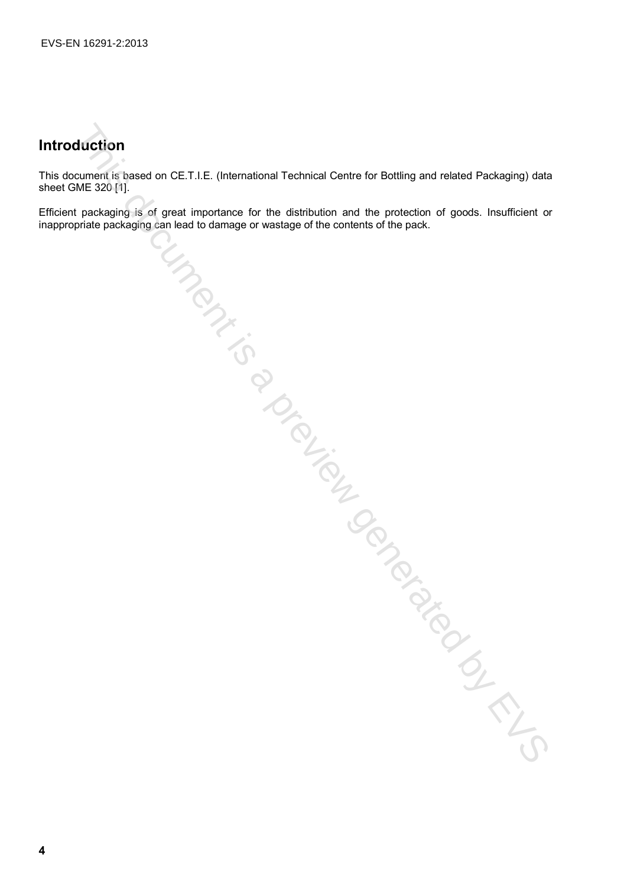# Introduction

This document is based on CE.T.I.E. (International Technical Centre for Bottling and related Packaging) data sheet GME 320 [1].

Efficient packaging is of great importance for the distribution and the protection of goods. Insufficient or inappropriate packaging can lead to damage or wastage of the contents of the pack.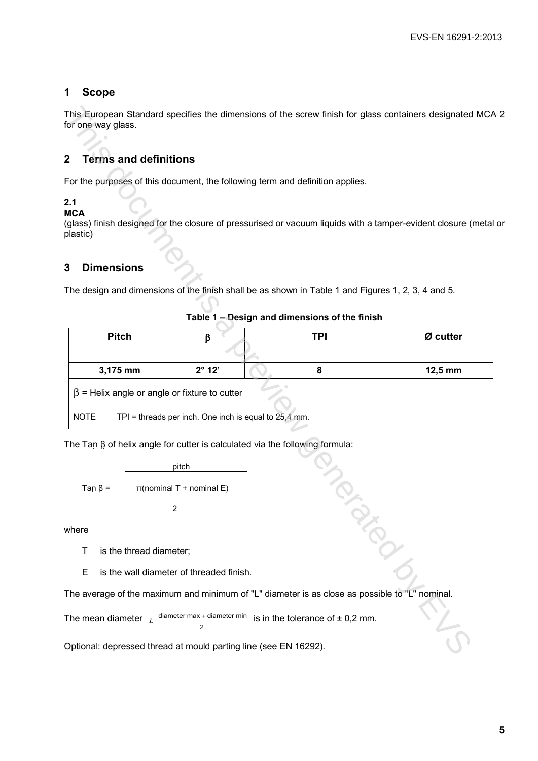## 1 Scope

This European Standard specifies the dimensions of the screw finish for glass containers designated MCA 2 for one way glass.

## 2 Terms and definitions

For the purposes of this document, the following term and definition applies.

**2.1**
**MCA**
(glass) finish designed for the closure of pressurised or vacuum liquids with a tamper-evident closure (metal or plastic)

## 3 Dimensions

The design and dimensions of the finish shall be as shown in Table 1 and Figures 1, 2, 3, 4 and 5.

**Table 1 – Design and dimensions of the finish**

| Pitch | β | TPI | Ø cutter |
|---|---|---|---|
| **3,175 mm** | **2° 12’** | **8** | **12,5 mm** |
| β = Helix angle or angle or fixture to cutter | | | |
| NOTE TPI = threads per inch. One inch is equal to 25,4 mm. | | | |

The Tan β of helix angle for cutter is calculated via the following formula:

$$\text{Tan } \beta = \frac{\text{pitch}}{\dfrac{\pi(\text{nominal T} + \text{nominal E})}{2}}$$

where

T is the thread diameter;

E is the wall diameter of threaded finish.

The average of the maximum and minimum of "L" diameter is as close as possible to "L" nominal.

The mean diameter $L\ \frac{\text{diameter max} + \text{diameter min}}{2}$ is in the tolerance of ± 0,2 mm.

Optional: depressed thread at mould parting line (see EN 16292).